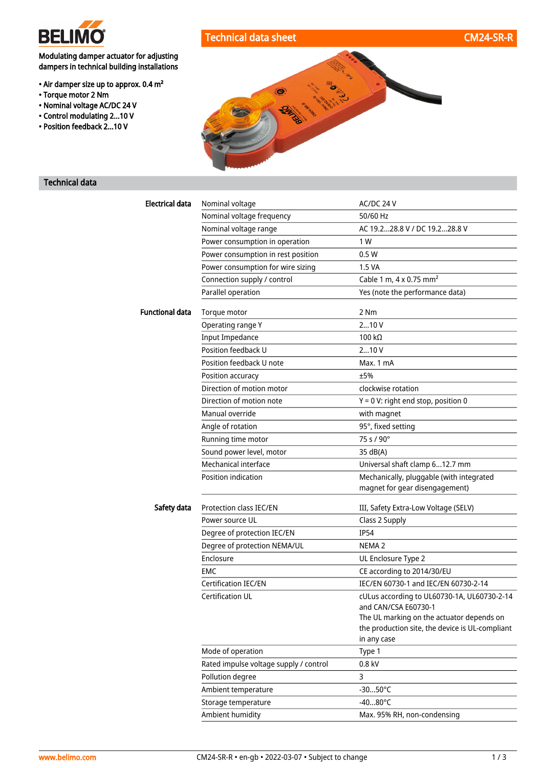BELIMO

# Technical data sheet CM24-SR-R

Modulating damper actuator for adjusting dampers in technical building installations

- Air damper size up to approx. 0.4 m²
- Torque motor 2 Nm
- Nominal voltage AC/DC 24 V
- Control modulating 2...10 V
- Position feedback 2...10 V

## Technical data

| | | |
|---|---|---|
| **Electrical data** | Nominal voltage | AC/DC 24 V |
| | Nominal voltage frequency | 50/60 Hz |
| | Nominal voltage range | AC 19.2...28.8 V / DC 19.2...28.8 V |
| | Power consumption in operation | 1 W |
| | Power consumption in rest position | 0.5 W |
| | Power consumption for wire sizing | 1.5 VA |
| | Connection supply / control | Cable 1 m, 4 x 0.75 mm² |
| | Parallel operation | Yes (note the performance data) |
| **Functional data** | Torque motor | 2 Nm |
| | Operating range Y | 2...10 V |
| | Input Impedance | 100 kΩ |
| | Position feedback U | 2...10 V |
| | Position feedback U note | Max. 1 mA |
| | Position accuracy | ±5% |
| | Direction of motion motor | clockwise rotation |
| | Direction of motion note | Y = 0 V: right end stop, position 0 |
| | Manual override | with magnet |
| | Angle of rotation | 95°, fixed setting |
| | Running time motor | 75 s / 90° |
| | Sound power level, motor | 35 dB(A) |
| | Mechanical interface | Universal shaft clamp 6...12.7 mm |
| | Position indication | Mechanically, pluggable (with integrated magnet for gear disengagement) |
| **Safety data** | Protection class IEC/EN | III, Safety Extra-Low Voltage (SELV) |
| | Power source UL | Class 2 Supply |
| | Degree of protection IEC/EN | IP54 |
| | Degree of protection NEMA/UL | NEMA 2 |
| | Enclosure | UL Enclosure Type 2 |
| | EMC | CE according to 2014/30/EU |
| | Certification IEC/EN | IEC/EN 60730-1 and IEC/EN 60730-2-14 |
| | Certification UL | cULus according to UL60730-1A, UL60730-2-14 and CAN/CSA E60730-1<br>The UL marking on the actuator depends on the production site, the device is UL-compliant in any case |
| | Mode of operation | Type 1 |
| | Rated impulse voltage supply / control | 0.8 kV |
| | Pollution degree | 3 |
| | Ambient temperature | -30...50°C |
| | Storage temperature | -40...80°C |
| | Ambient humidity | Max. 95% RH, non-condensing |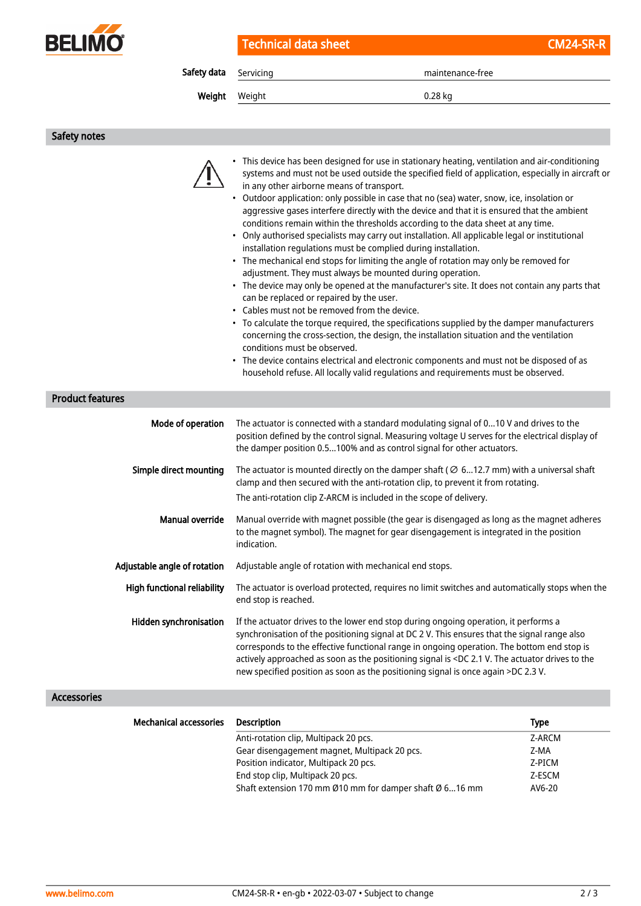| | | |
|---|---|---|
| **Safety data** | Servicing | maintenance-free |
| **Weight** | Weight | 0.28 kg |

## Safety notes

- This device has been designed for use in stationary heating, ventilation and air-conditioning systems and must not be used outside the specified field of application, especially in aircraft or in any other airborne means of transport.
- Outdoor application: only possible in case that no (sea) water, snow, ice, insolation or aggressive gases interfere directly with the device and that it is ensured that the ambient conditions remain within the thresholds according to the data sheet at any time.
- Only authorised specialists may carry out installation. All applicable legal or institutional installation regulations must be complied during installation.
- The mechanical end stops for limiting the angle of rotation may only be removed for adjustment. They must always be mounted during operation.
- The device may only be opened at the manufacturer's site. It does not contain any parts that can be replaced or repaired by the user.
- Cables must not be removed from the device.
- To calculate the torque required, the specifications supplied by the damper manufacturers concerning the cross-section, the design, the installation situation and the ventilation conditions must be observed.
- The device contains electrical and electronic components and must not be disposed of as household refuse. All locally valid regulations and requirements must be observed.

## Product features

**Mode of operation**

The actuator is connected with a standard modulating signal of 0...10 V and drives to the position defined by the control signal. Measuring voltage U serves for the electrical display of the damper position 0.5...100% and as control signal for other actuators.

**Simple direct mounting**

The actuator is mounted directly on the damper shaft (∅ 6...12.7 mm) with a universal shaft clamp and then secured with the anti-rotation clip, to prevent it from rotating.

The anti-rotation clip Z-ARCM is included in the scope of delivery.

**Manual override**

Manual override with magnet possible (the gear is disengaged as long as the magnet adheres to the magnet symbol). The magnet for gear disengagement is integrated in the position indication.

**Adjustable angle of rotation**

Adjustable angle of rotation with mechanical end stops.

**High functional reliability**

The actuator is overload protected, requires no limit switches and automatically stops when the end stop is reached.

**Hidden synchronisation**

If the actuator drives to the lower end stop during ongoing operation, it performs a synchronisation of the positioning signal at DC 2 V. This ensures that the signal range also corresponds to the effective functional range in ongoing operation. The bottom end stop is actively approached as soon as the positioning signal is <DC 2.1 V. The actuator drives to the new specified position as soon as the positioning signal is once again >DC 2.3 V.

## Accessories

**Mechanical accessories**

| Description | Type |
|---|---|
| Anti-rotation clip, Multipack 20 pcs. | Z-ARCM |
| Gear disengagement magnet, Multipack 20 pcs. | Z-MA |
| Position indicator, Multipack 20 pcs. | Z-PICM |
| End stop clip, Multipack 20 pcs. | Z-ESCM |
| Shaft extension 170 mm Ø10 mm for damper shaft Ø 6...16 mm | AV6-20 |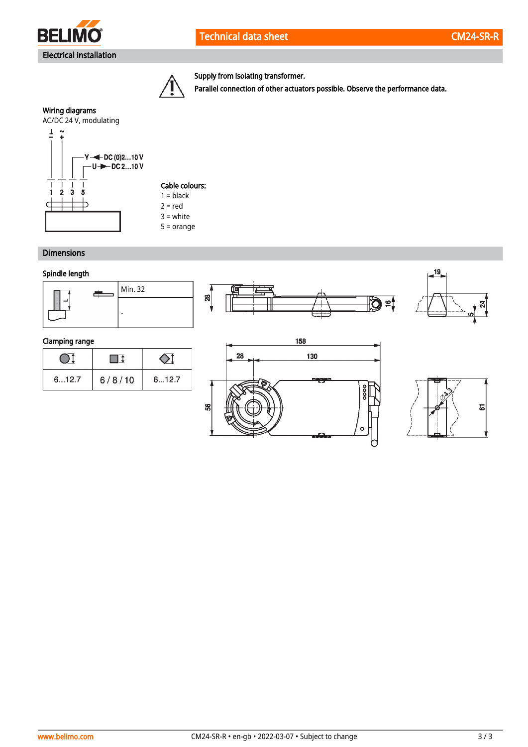## Electrical installation

Supply from isolating transformer.

Parallel connection of other actuators possible. Observe the performance data.

### Wiring diagrams

AC/DC 24 V, modulating

⊥ −

~ +

Y ◄ DC (0)2...10 V

U ► DC 2...10 V

1 2 3 5

Cable colours:

1 = black

2 = red

3 = white

5 = orange

## Dimensions

### Spindle length

| | |
|---|---|
| L | Min. 32 |
| | - |

### Clamping range

| ● | ■ | ◆ |
|---|---|---|
| 6...12.7 | 6 / 8 / 10 | 6...12.7 |

28

16

19

24

5

158

28

130

56

Ø4.3

61